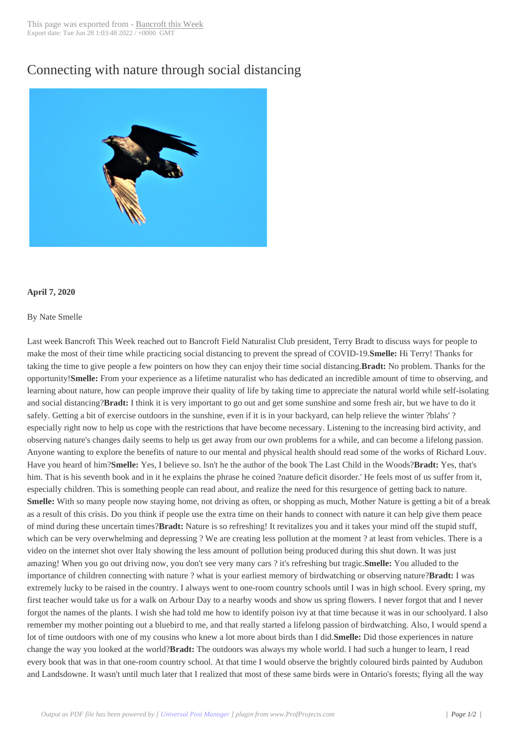# Connecting with nature through social distancing

**April 7, 2020**

By Nate Smelle

Last week Bancroft This Week reached out to Bancroft Field Naturalist Club president, Terry Bradt to discuss ways for people to make the most of their time while practicing social distancing to prevent the spread of COVID-19.**Smelle:** Hi Terry! Thanks for taking the time to give people a few pointers on how they can enjoy their time social distancing.**Bradt:** No problem. Thanks for the opportunity!**Smelle:** From your experience as a lifetime naturalist who has dedicated an incredible amount of time to observing, and learning about nature, how can people improve their quality of life by taking time to appreciate the natural world while self-isolating and social distancing?**Bradt:** I think it is very important to go out and get some sunshine and some fresh air, but we have to do it safely. Getting a bit of exercise outdoors in the sunshine, even if it is in your backyard, can help relieve the winter ?blahs' ? especially right now to help us cope with the restrictions that have become necessary. Listening to the increasing bird activity, and observing nature's changes daily seems to help us get away from our own problems for a while, and can become a lifelong passion. Anyone wanting to explore the benefits of nature to our mental and physical health should read some of the works of Richard Louv. Have you heard of him?**Smelle:** Yes, I believe so. Isn't he the author of the book The Last Child in the Woods?**Bradt:** Yes, that's him. That is his seventh book and in it he explains the phrase he coined ?nature deficit disorder.' He feels most of us suffer from it, especially children. This is something people can read about, and realize the need for this resurgence of getting back to nature. **Smelle:** With so many people now staying home, not driving as often, or shopping as much, Mother Nature is getting a bit of a break as a result of this crisis. Do you think if people use the extra time on their hands to connect with nature it can help give them peace of mind during these uncertain times?**Bradt:** Nature is so refreshing! It revitalizes you and it takes your mind off the stupid stuff, which can be very overwhelming and depressing ? We are creating less pollution at the moment ? at least from vehicles. There is a video on the internet shot over Italy showing the less amount of pollution being produced during this shut down. It was just amazing! When you go out driving now, you don't see very many cars ? it's refreshing but tragic.**Smelle:** You alluded to the importance of children connecting with nature ? what is your earliest memory of birdwatching or observing nature?**Bradt:** I was extremely lucky to be raised in the country. I always went to one-room country schools until I was in high school. Every spring, my first teacher would take us for a walk on Arbour Day to a nearby woods and show us spring flowers. I never forgot that and I never forgot the names of the plants. I wish she had told me how to identify poison ivy at that time because it was in our schoolyard. I also remember my mother pointing out a bluebird to me, and that really started a lifelong passion of birdwatching. Also, I would spend a lot of time outdoors with one of my cousins who knew a lot more about birds than I did.**Smelle:** Did those experiences in nature change the way you looked at the world?**Bradt:** The outdoors was always my whole world. I had such a hunger to learn, I read every book that was in that one-room country school. At that time I would observe the brightly coloured birds painted by Audubon and Landsdowne. It wasn't until much later that I realized that most of these same birds were in Ontario's forests; flying all the way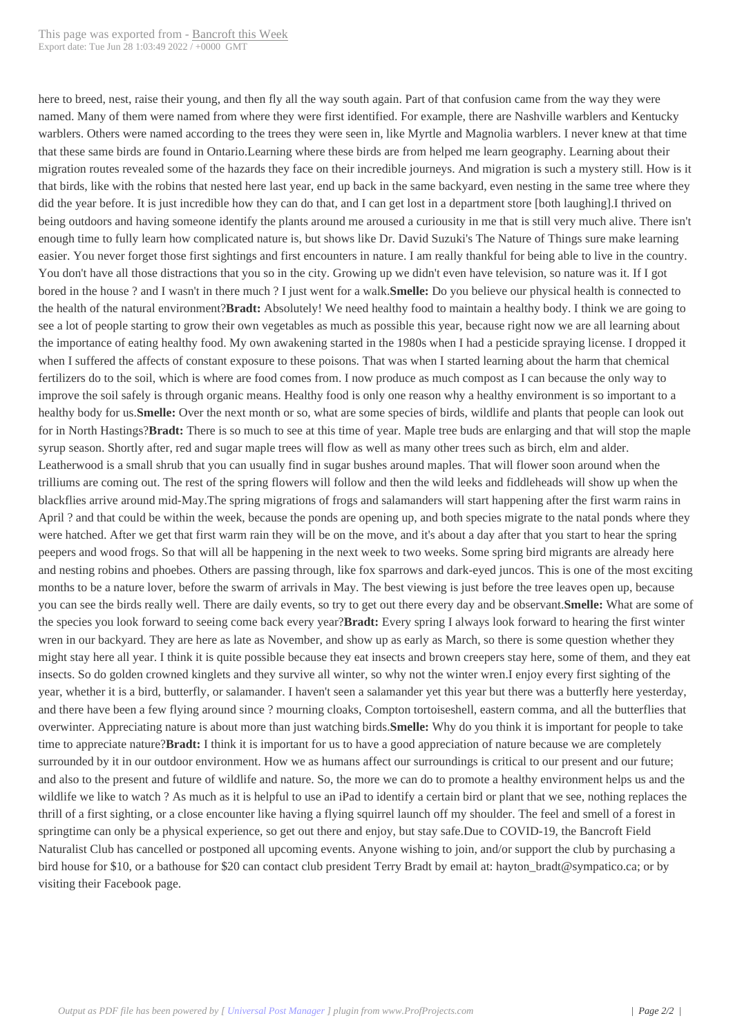here to breed, nest, raise their young, and then fly all the way south again. Part of that confusion came from the way they were named. Many of them were named from where they were first identified. For example, there are Nashville warblers and Kentucky warblers. Others were named according to the trees they were seen in, like Myrtle and Magnolia warblers. I never knew at that time that these same birds are found in Ontario.Learning where these birds are from helped me learn geography. Learning about their migration routes revealed some of the hazards they face on their incredible journeys. And migration is such a mystery still. How is it that birds, like with the robins that nested here last year, end up back in the same backyard, even nesting in the same tree where they did the year before. It is just incredible how they can do that, and I can get lost in a department store [both laughing].I thrived on being outdoors and having someone identify the plants around me aroused a curiousity in me that is still very much alive. There isn't enough time to fully learn how complicated nature is, but shows like Dr. David Suzuki's The Nature of Things sure make learning easier. You never forget those first sightings and first encounters in nature. I am really thankful for being able to live in the country. You don't have all those distractions that you so in the city. Growing up we didn't even have television, so nature was it. If I got bored in the house ? and I wasn't in there much ? I just went for a walk.**Smelle:** Do you believe our physical health is connected to the health of the natural environment?**Bradt:** Absolutely! We need healthy food to maintain a healthy body. I think we are going to see a lot of people starting to grow their own vegetables as much as possible this year, because right now we are all learning about the importance of eating healthy food. My own awakening started in the 1980s when I had a pesticide spraying license. I dropped it when I suffered the affects of constant exposure to these poisons. That was when I started learning about the harm that chemical fertilizers do to the soil, which is where are food comes from. I now produce as much compost as I can because the only way to improve the soil safely is through organic means. Healthy food is only one reason why a healthy environment is so important to a healthy body for us.**Smelle:** Over the next month or so, what are some species of birds, wildlife and plants that people can look out for in North Hastings?**Bradt:** There is so much to see at this time of year. Maple tree buds are enlarging and that will stop the maple syrup season. Shortly after, red and sugar maple trees will flow as well as many other trees such as birch, elm and alder. Leatherwood is a small shrub that you can usually find in sugar bushes around maples. That will flower soon around when the trilliums are coming out. The rest of the spring flowers will follow and then the wild leeks and fiddleheads will show up when the blackflies arrive around mid-May.The spring migrations of frogs and salamanders will start happening after the first warm rains in April ? and that could be within the week, because the ponds are opening up, and both species migrate to the natal ponds where they were hatched. After we get that first warm rain they will be on the move, and it's about a day after that you start to hear the spring peepers and wood frogs. So that will all be happening in the next week to two weeks. Some spring bird migrants are already here and nesting robins and phoebes. Others are passing through, like fox sparrows and dark-eyed juncos. This is one of the most exciting months to be a nature lover, before the swarm of arrivals in May. The best viewing is just before the tree leaves open up, because you can see the birds really well. There are daily events, so try to get out there every day and be observant.**Smelle:** What are some of the species you look forward to seeing come back every year?**Bradt:** Every spring I always look forward to hearing the first winter wren in our backyard. They are here as late as November, and show up as early as March, so there is some question whether they might stay here all year. I think it is quite possible because they eat insects and brown creepers stay here, some of them, and they eat insects. So do golden crowned kinglets and they survive all winter, so why not the winter wren.I enjoy every first sighting of the year, whether it is a bird, butterfly, or salamander. I haven't seen a salamander yet this year but there was a butterfly here yesterday, and there have been a few flying around since ? mourning cloaks, Compton tortoiseshell, eastern comma, and all the butterflies that overwinter. Appreciating nature is about more than just watching birds.**Smelle:** Why do you think it is important for people to take time to appreciate nature?**Bradt:** I think it is important for us to have a good appreciation of nature because we are completely surrounded by it in our outdoor environment. How we as humans affect our surroundings is critical to our present and our future; and also to the present and future of wildlife and nature. So, the more we can do to promote a healthy environment helps us and the wildlife we like to watch ? As much as it is helpful to use an iPad to identify a certain bird or plant that we see, nothing replaces the thrill of a first sighting, or a close encounter like having a flying squirrel launch off my shoulder. The feel and smell of a forest in springtime can only be a physical experience, so get out there and enjoy, but stay safe.Due to COVID-19, the Bancroft Field Naturalist Club has cancelled or postponed all upcoming events. Anyone wishing to join, and/or support the club by purchasing a bird house for $10, or a bathouse for $20 can contact club president Terry Bradt by email at: hayton_bradt@sympatico.ca; or by visiting their Facebook page.